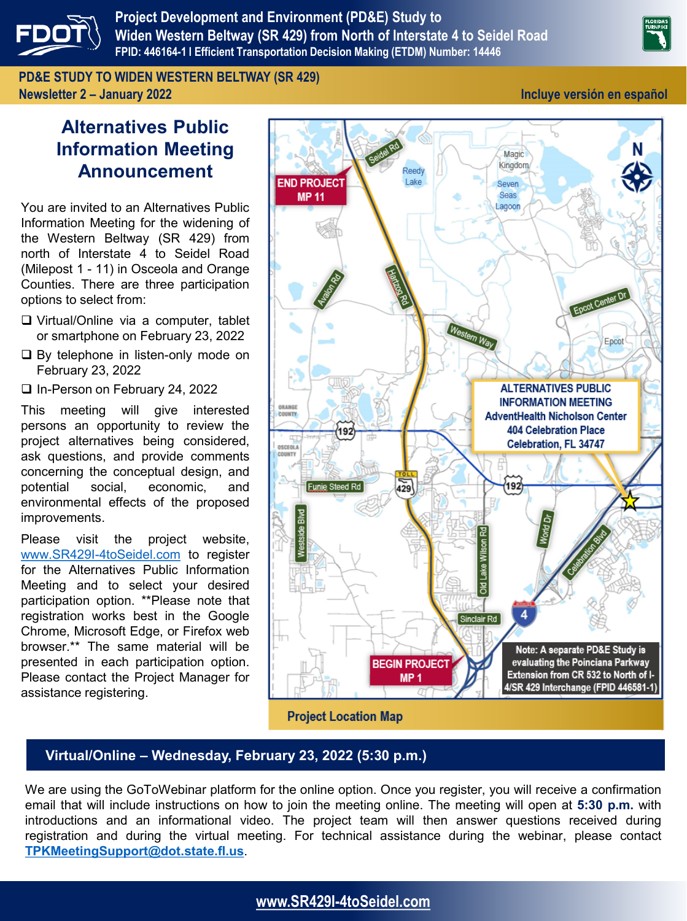# Project Development and Environment (PD&E) Study to Widen Western Beltway (SR 429) from North of Interstate 4 to Seidel Road

**FPID: 446164-1 | Efficient Transportation Decision Making (ETDM) Number: 14446**

**PD&E STUDY TO WIDEN WESTERN BELTWAY (SR 429)**
**Newsletter 2 – January 2022**

**Incluye versión en español**

## Alternatives Public Information Meeting Announcement

You are invited to an Alternatives Public Information Meeting for the widening of the Western Beltway (SR 429) from north of Interstate 4 to Seidel Road (Milepost 1 - 11) in Osceola and Orange Counties. There are three participation options to select from:

- ❑ Virtual/Online via a computer, tablet or smartphone on February 23, 2022
- ❑ By telephone in listen-only mode on February 23, 2022
- ❑ In-Person on February 24, 2022

This meeting will give interested persons an opportunity to review the project alternatives being considered, ask questions, and provide comments concerning the conceptual design, and potential social, economic, and environmental effects of the proposed improvements.

Please visit the project website, www.SR429I-4toSeidel.com to register for the Alternatives Public Information Meeting and to select your desired participation option. **Please note that registration works best in the Google Chrome, Microsoft Edge, or Firefox web browser.** The same material will be presented in each participation option. Please contact the Project Manager for assistance registering.

**ALTERNATIVES PUBLIC INFORMATION MEETING**
**AdventHealth Nicholson Center**
**404 Celebration Place**
**Celebration, FL 34747**

END PROJECT MP 11

BEGIN PROJECT MP 1

Note: A separate PD&E Study is evaluating the Poinciana Parkway Extension from CR 532 to North of I-4/SR 429 Interchange (FPID 446581-1)

**Project Location Map**

## Virtual/Online – Wednesday, February 23, 2022 (5:30 p.m.)

We are using the GoToWebinar platform for the online option. Once you register, you will receive a confirmation email that will include instructions on how to join the meeting online. The meeting will open at **5:30 p.m.** with introductions and an informational video. The project team will then answer questions received during registration and during the virtual meeting. For technical assistance during the webinar, please contact **TPKMeetingSupport@dot.state.fl.us**.

**www.SR429I-4toSeidel.com**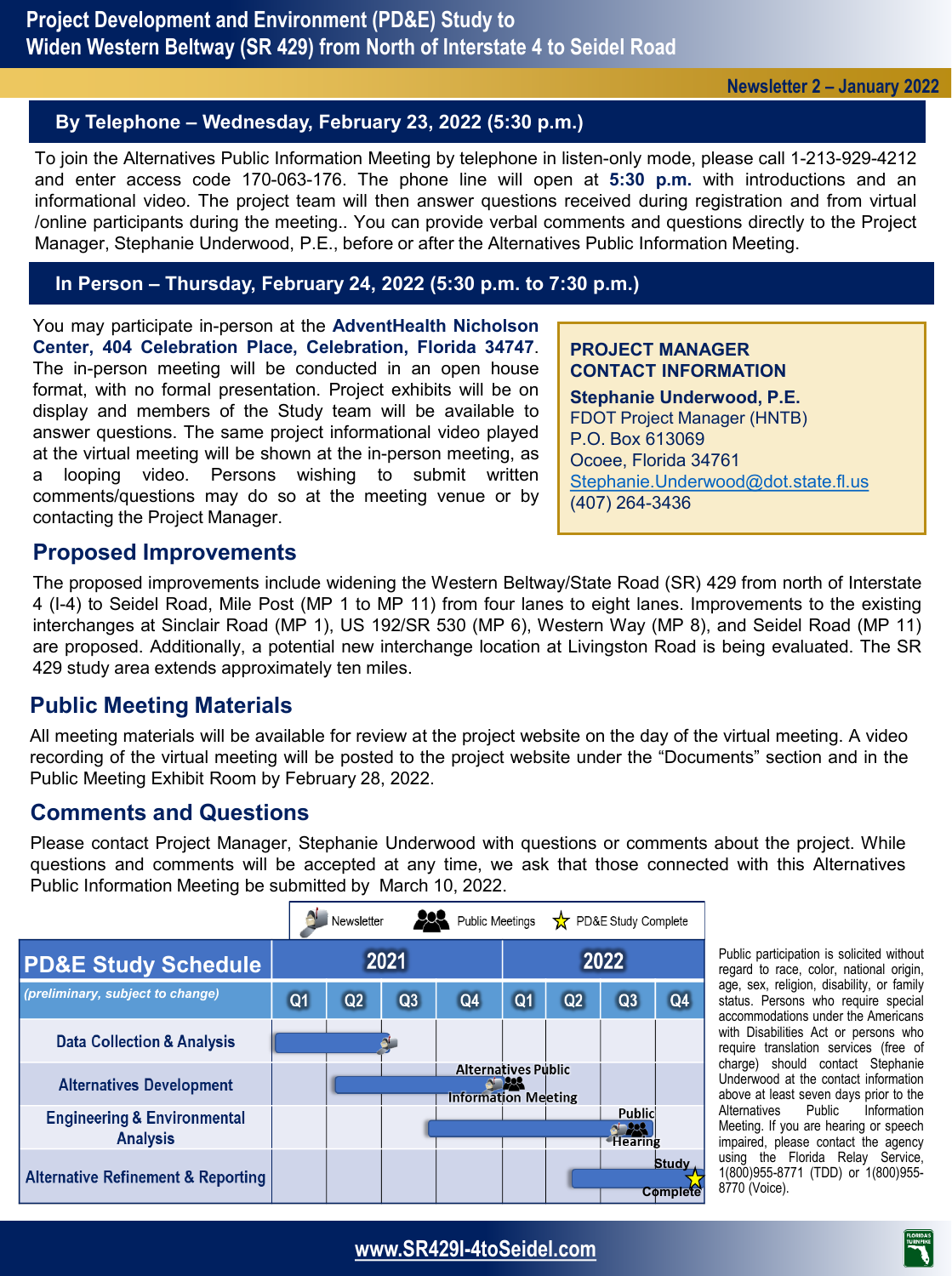## By Telephone – Wednesday, February 23, 2022 (5:30 p.m.)

To join the Alternatives Public Information Meeting by telephone in listen-only mode, please call 1-213-929-4212 and enter access code 170-063-176. The phone line will open at **5:30 p.m.** with introductions and an informational video. The project team will then answer questions received during registration and from virtual /online participants during the meeting.. You can provide verbal comments and questions directly to the Project Manager, Stephanie Underwood, P.E., before or after the Alternatives Public Information Meeting.

## In Person – Thursday, February 24, 2022 (5:30 p.m. to 7:30 p.m.)

You may participate in-person at the **AdventHealth Nicholson Center, 404 Celebration Place, Celebration, Florida 34747**. The in-person meeting will be conducted in an open house format, with no formal presentation. Project exhibits will be on display and members of the Study team will be available to answer questions. The same project informational video played at the virtual meeting will be shown at the in-person meeting, as a looping video. Persons wishing to submit written comments/questions may do so at the meeting venue or by contacting the Project Manager.

**PROJECT MANAGER CONTACT INFORMATION**

**Stephanie Underwood, P.E.**
FDOT Project Manager (HNTB)
P.O. Box 613069
Ocoee, Florida 34761
Stephanie.Underwood@dot.state.fl.us
(407) 264-3436

## Proposed Improvements

The proposed improvements include widening the Western Beltway/State Road (SR) 429 from north of Interstate 4 (I-4) to Seidel Road, Mile Post (MP 1 to MP 11) from four lanes to eight lanes. Improvements to the existing interchanges at Sinclair Road (MP 1), US 192/SR 530 (MP 6), Western Way (MP 8), and Seidel Road (MP 11) are proposed. Additionally, a potential new interchange location at Livingston Road is being evaluated. The SR 429 study area extends approximately ten miles.

## Public Meeting Materials

All meeting materials will be available for review at the project website on the day of the virtual meeting. A video recording of the virtual meeting will be posted to the project website under the "Documents" section and in the Public Meeting Exhibit Room by February 28, 2022.

## Comments and Questions

Please contact Project Manager, Stephanie Underwood with questions or comments about the project. While questions and comments will be accepted at any time, we ask that those connected with this Alternatives Public Information Meeting be submitted by March 10, 2022.

**PD&E Study Schedule**

*(preliminary, subject to change)*

Newsletter
Public Meetings
PD&E Study Complete

2021
2022
Q1 Q2 Q3 Q4 Q1 Q2 Q3 Q4

Data Collection & Analysis
Alternatives Development
Engineering & Environmental Analysis
Alternative Refinement & Reporting

Alternatives Public Information Meeting
Public Hearing
Study Complete

Public participation is solicited without regard to race, color, national origin, age, sex, religion, disability, or family status. Persons who require special accommodations under the Americans with Disabilities Act or persons who require translation services (free of charge) should contact Stephanie Underwood at the contact information above at least seven days prior to the Alternatives Public Information Meeting. If you are hearing or speech impaired, please contact the agency using the Florida Relay Service, 1(800)955-8771 (TDD) or 1(800)955-8770 (Voice).

www.SR429I-4toSeidel.com